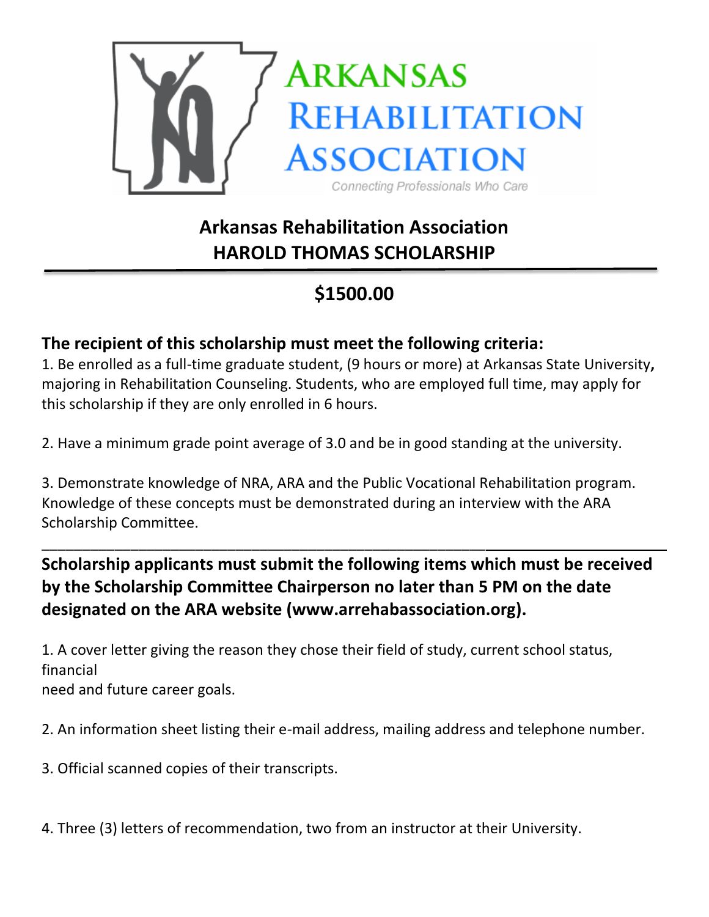ARKANSAS REHABILITATION ASSOCIATION

Connecting Professionals Who Care

# Arkansas Rehabilitation Association
# HAROLD THOMAS SCHOLARSHIP

---

## $1500.00

### The recipient of this scholarship must meet the following criteria:

1. Be enrolled as a full-time graduate student, (9 hours or more) at Arkansas State University**,** majoring in Rehabilitation Counseling. Students, who are employed full time, may apply for this scholarship if they are only enrolled in 6 hours.

2. Have a minimum grade point average of 3.0 and be in good standing at the university.

3. Demonstrate knowledge of NRA, ARA and the Public Vocational Rehabilitation program. Knowledge of these concepts must be demonstrated during an interview with the ARA Scholarship Committee.

---

**Scholarship applicants must submit the following items which must be received by the Scholarship Committee Chairperson no later than 5 PM on the date designated on the ARA website (www.arrehabassociation.org).**

1. A cover letter giving the reason they chose their field of study, current school status, financial need and future career goals.

2. An information sheet listing their e-mail address, mailing address and telephone number.

3. Official scanned copies of their transcripts.

4. Three (3) letters of recommendation, two from an instructor at their University.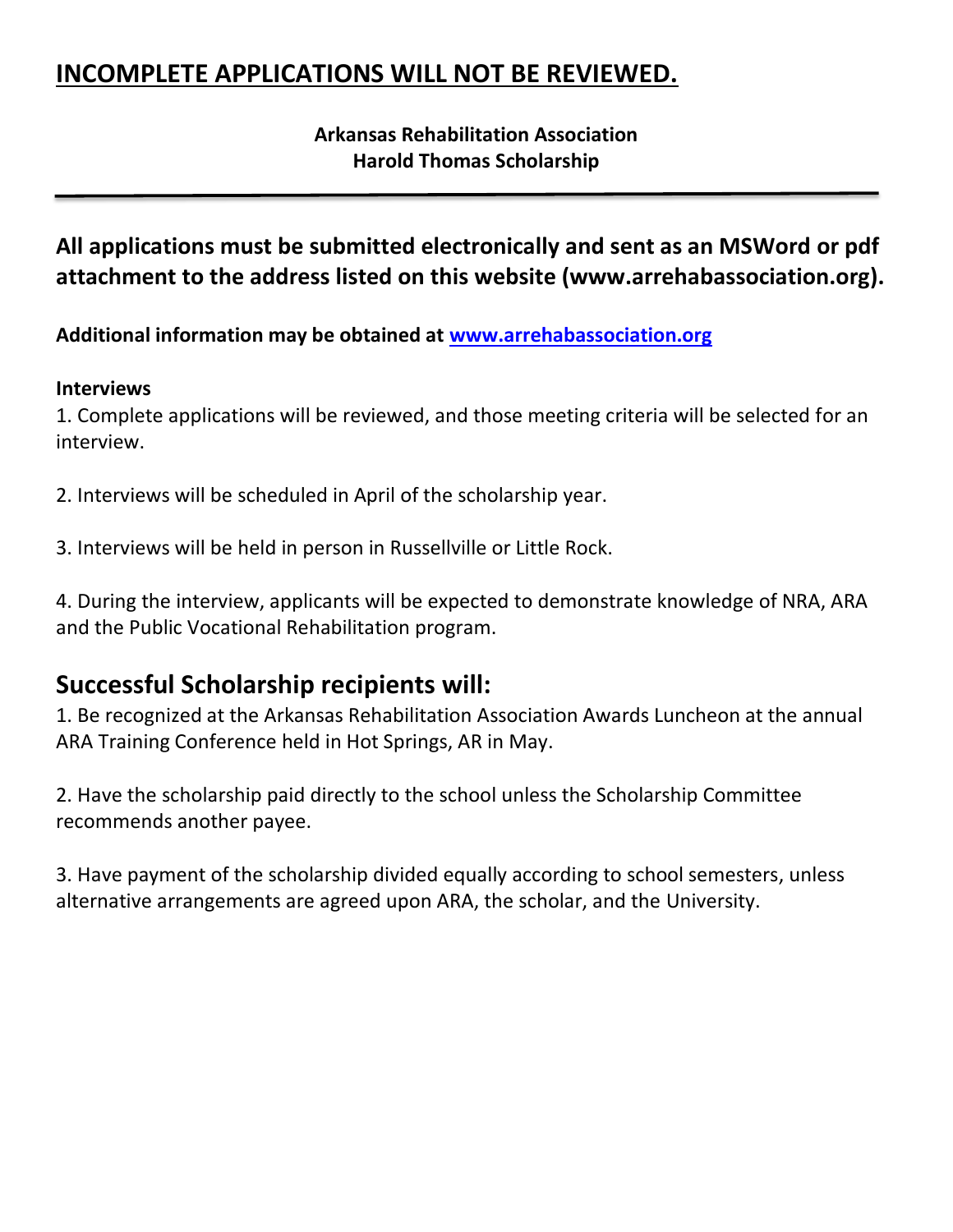## **INCOMPLETE APPLICATIONS WILL NOT BE REVIEWED.**

**Arkansas Rehabilitation Association**
**Harold Thomas Scholarship**

---

### All applications must be submitted electronically and sent as an MSWord or pdf attachment to the address listed on this website (www.arrehabassociation.org).

**Additional information may be obtained at [www.arrehabassociation.org](http://www.arrehabassociation.org)**

**Interviews**

1. Complete applications will be reviewed, and those meeting criteria will be selected for an interview.

2. Interviews will be scheduled in April of the scholarship year.

3. Interviews will be held in person in Russellville or Little Rock.

4. During the interview, applicants will be expected to demonstrate knowledge of NRA, ARA and the Public Vocational Rehabilitation program.

## Successful Scholarship recipients will:

1. Be recognized at the Arkansas Rehabilitation Association Awards Luncheon at the annual ARA Training Conference held in Hot Springs, AR in May.

2. Have the scholarship paid directly to the school unless the Scholarship Committee recommends another payee.

3. Have payment of the scholarship divided equally according to school semesters, unless alternative arrangements are agreed upon ARA, the scholar, and the University.